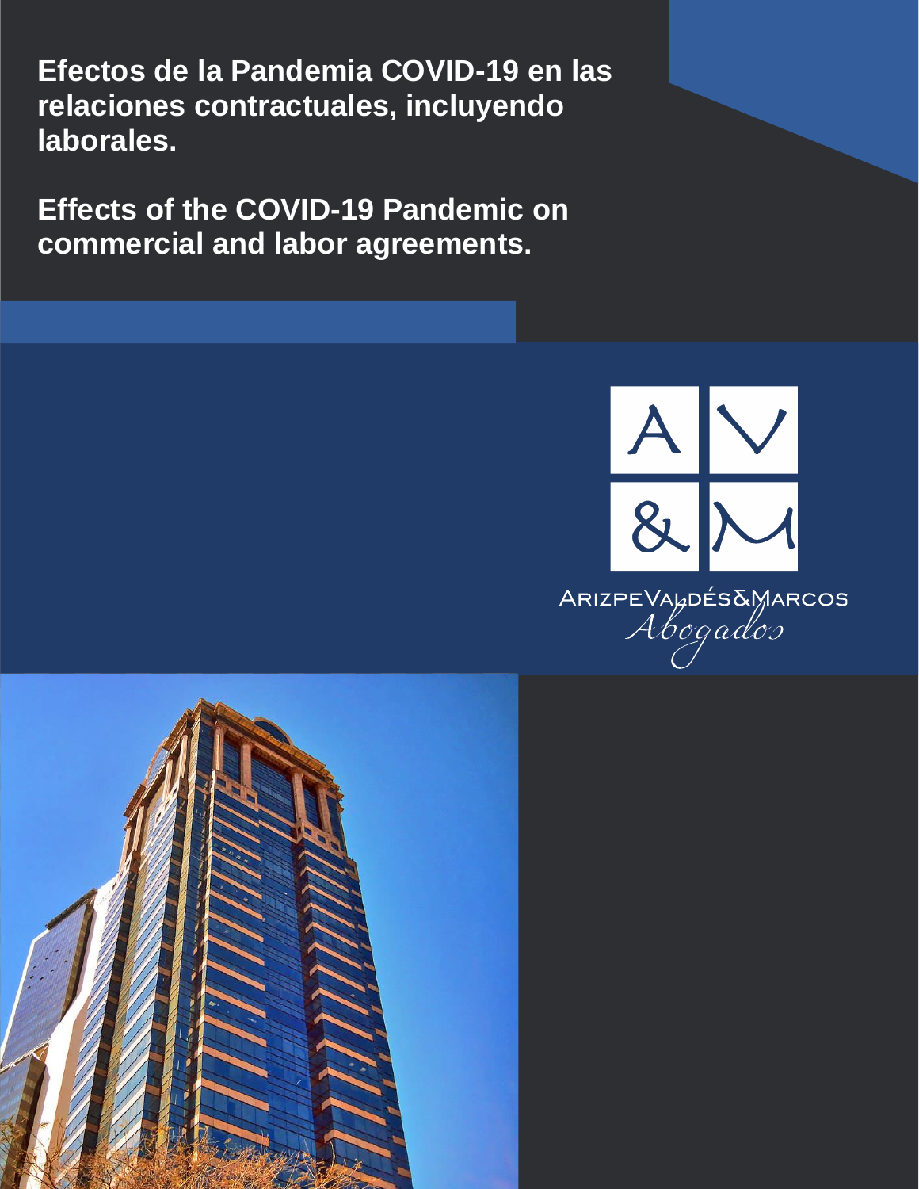# Efectos de la Pandemia COVID-19 en las relaciones contractuales, incluyendo laborales.

# Effects of the COVID-19 Pandemic on commercial and labor agreements.

ArizpeValdés&Marcos
*Abogados*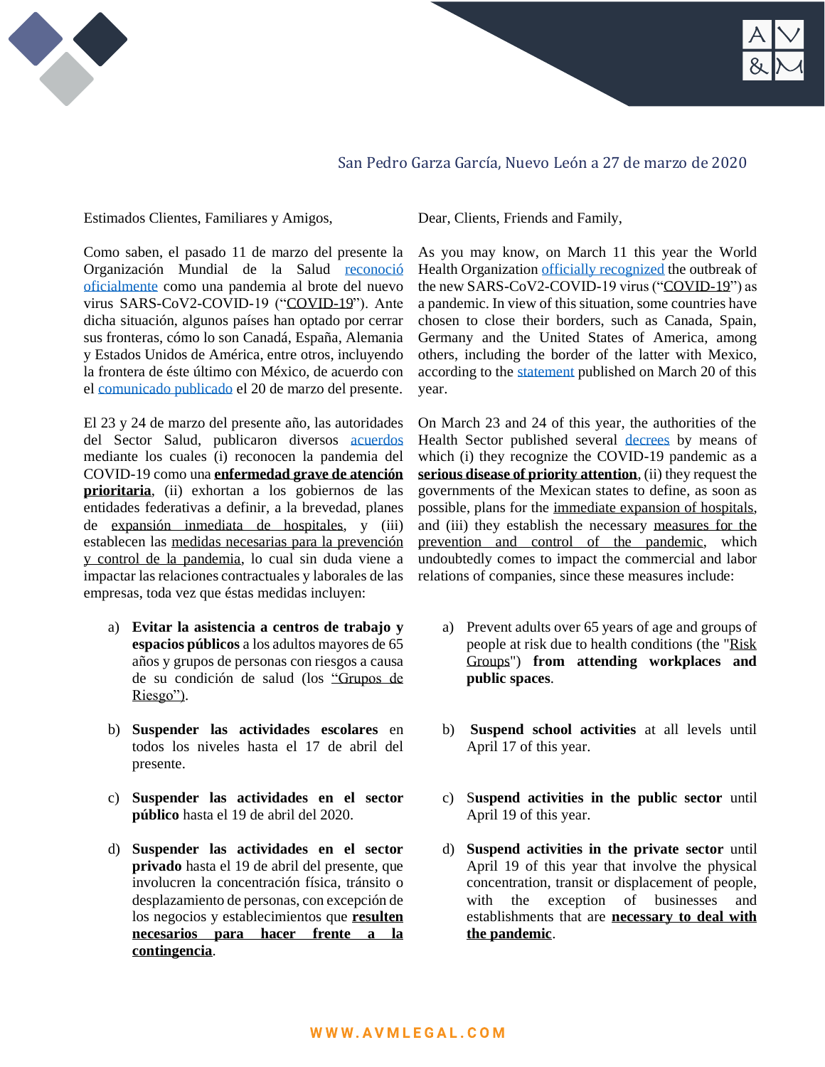San Pedro Garza García, Nuevo León a 27 de marzo de 2020

Estimados Clientes, Familiares y Amigos,

Como saben, el pasado 11 de marzo del presente la Organización Mundial de la Salud reconoció oficialmente como una pandemia al brote del nuevo virus SARS-CoV2-COVID-19 ("COVID-19"). Ante dicha situación, algunos países han optado por cerrar sus fronteras, cómo lo son Canadá, España, Alemania y Estados Unidos de América, entre otros, incluyendo la frontera de éste último con México, de acuerdo con el comunicado publicado el 20 de marzo del presente.

El 23 y 24 de marzo del presente año, las autoridades del Sector Salud, publicaron diversos acuerdos mediante los cuales (i) reconocen la pandemia del COVID-19 como una **enfermedad grave de atención prioritaria**, (ii) exhortan a los gobiernos de las entidades federativas a definir, a la brevedad, planes de expansión inmediata de hospitales, y (iii) establecen las medidas necesarias para la prevención y control de la pandemia, lo cual sin duda viene a impactar las relaciones contractuales y laborales de las empresas, toda vez que éstas medidas incluyen:

a) **Evitar la asistencia a centros de trabajo y espacios públicos** a los adultos mayores de 65 años y grupos de personas con riesgos a causa de su condición de salud (los "Grupos de Riesgo").

b) **Suspender las actividades escolares** en todos los niveles hasta el 17 de abril del presente.

c) **Suspender las actividades en el sector público** hasta el 19 de abril del 2020.

d) **Suspender las actividades en el sector privado** hasta el 19 de abril del presente, que involucren la concentración física, tránsito o desplazamiento de personas, con excepción de los negocios y establecimientos que **resulten necesarios para hacer frente a la contingencia**.

Dear, Clients, Friends and Family,

As you may know, on March 11 this year the World Health Organization officially recognized the outbreak of the new SARS-CoV2-COVID-19 virus ("COVID-19") as a pandemic. In view of this situation, some countries have chosen to close their borders, such as Canada, Spain, Germany and the United States of America, among others, including the border of the latter with Mexico, according to the statement published on March 20 of this year.

On March 23 and 24 of this year, the authorities of the Health Sector published several decrees by means of which (i) they recognize the COVID-19 pandemic as a **serious disease of priority attention**, (ii) they request the governments of the Mexican states to define, as soon as possible, plans for the immediate expansion of hospitals, and (iii) they establish the necessary measures for the prevention and control of the pandemic, which undoubtedly comes to impact the commercial and labor relations of companies, since these measures include:

a) Prevent adults over 65 years of age and groups of people at risk due to health conditions (the "Risk Groups") **from attending workplaces and public spaces**.

b) **Suspend school activities** at all levels until April 17 of this year.

c) **Suspend activities in the public sector** until April 19 of this year.

d) **Suspend activities in the private sector** until April 19 of this year that involve the physical concentration, transit or displacement of people, with the exception of businesses and establishments that are **necessary to deal with the pandemic**.

WWW.AVMLEGAL.COM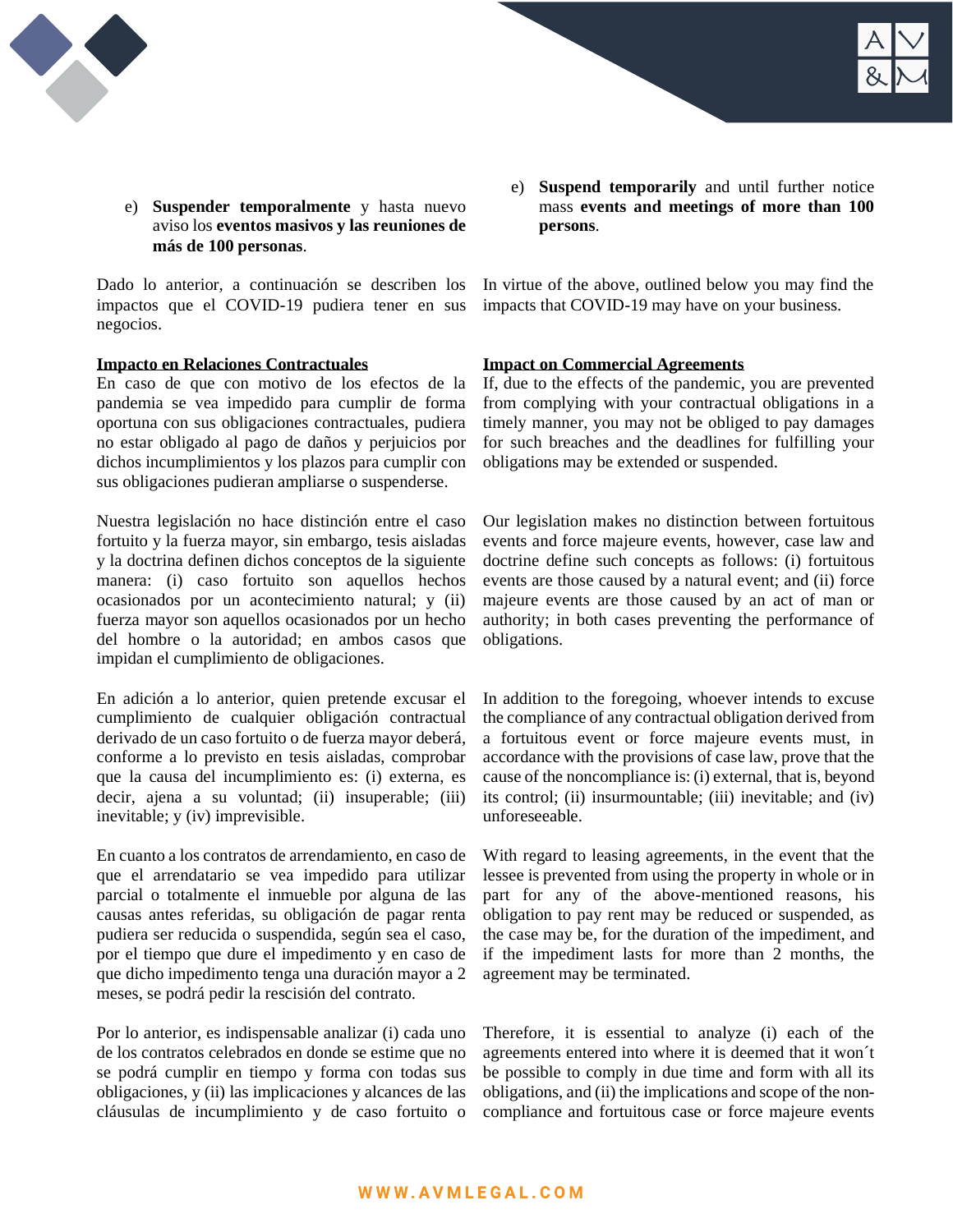e) **Suspender temporalmente** y hasta nuevo aviso los **eventos masivos y las reuniones de más de 100 personas**.

Dado lo anterior, a continuación se describen los impactos que el COVID-19 pudiera tener en sus negocios.

**Impacto en Relaciones Contractuales**

En caso de que con motivo de los efectos de la pandemia se vea impedido para cumplir de forma oportuna con sus obligaciones contractuales, pudiera no estar obligado al pago de daños y perjuicios por dichos incumplimientos y los plazos para cumplir con sus obligaciones pudieran ampliarse o suspenderse.

Nuestra legislación no hace distinción entre el caso fortuito y la fuerza mayor, sin embargo, tesis aisladas y la doctrina definen dichos conceptos de la siguiente manera: (i) caso fortuito son aquellos hechos ocasionados por un acontecimiento natural; y (ii) fuerza mayor son aquellos ocasionados por un hecho del hombre o la autoridad; en ambos casos que impidan el cumplimiento de obligaciones.

En adición a lo anterior, quien pretende excusar el cumplimiento de cualquier obligación contractual derivado de un caso fortuito o de fuerza mayor deberá, conforme a lo previsto en tesis aisladas, comprobar que la causa del incumplimiento es: (i) externa, es decir, ajena a su voluntad; (ii) insuperable; (iii) inevitable; y (iv) imprevisible.

En cuanto a los contratos de arrendamiento, en caso de que el arrendatario se vea impedido para utilizar parcial o totalmente el inmueble por alguna de las causas antes referidas, su obligación de pagar renta pudiera ser reducida o suspendida, según sea el caso, por el tiempo que dure el impedimento y en caso de que dicho impedimento tenga una duración mayor a 2 meses, se podrá pedir la rescisión del contrato.

Por lo anterior, es indispensable analizar (i) cada uno de los contratos celebrados en donde se estime que no se podrá cumplir en tiempo y forma con todas sus obligaciones, y (ii) las implicaciones y alcances de las cláusulas de incumplimiento y de caso fortuito o

e) **Suspend temporarily** and until further notice mass **events and meetings of more than 100 persons**.

In virtue of the above, outlined below you may find the impacts that COVID-19 may have on your business.

**Impact on Commercial Agreements**

If, due to the effects of the pandemic, you are prevented from complying with your contractual obligations in a timely manner, you may not be obliged to pay damages for such breaches and the deadlines for fulfilling your obligations may be extended or suspended.

Our legislation makes no distinction between fortuitous events and force majeure events, however, case law and doctrine define such concepts as follows: (i) fortuitous events are those caused by a natural event; and (ii) force majeure events are those caused by an act of man or authority; in both cases preventing the performance of obligations.

In addition to the foregoing, whoever intends to excuse the compliance of any contractual obligation derived from a fortuitous event or force majeure events must, in accordance with the provisions of case law, prove that the cause of the noncompliance is: (i) external, that is, beyond its control; (ii) insurmountable; (iii) inevitable; and (iv) unforeseeable.

With regard to leasing agreements, in the event that the lessee is prevented from using the property in whole or in part for any of the above-mentioned reasons, his obligation to pay rent may be reduced or suspended, as the case may be, for the duration of the impediment, and if the impediment lasts for more than 2 months, the agreement may be terminated.

Therefore, it is essential to analyze (i) each of the agreements entered into where it is deemed that it won´t be possible to comply in due time and form with all its obligations, and (ii) the implications and scope of the non-compliance and fortuitous case or force majeure events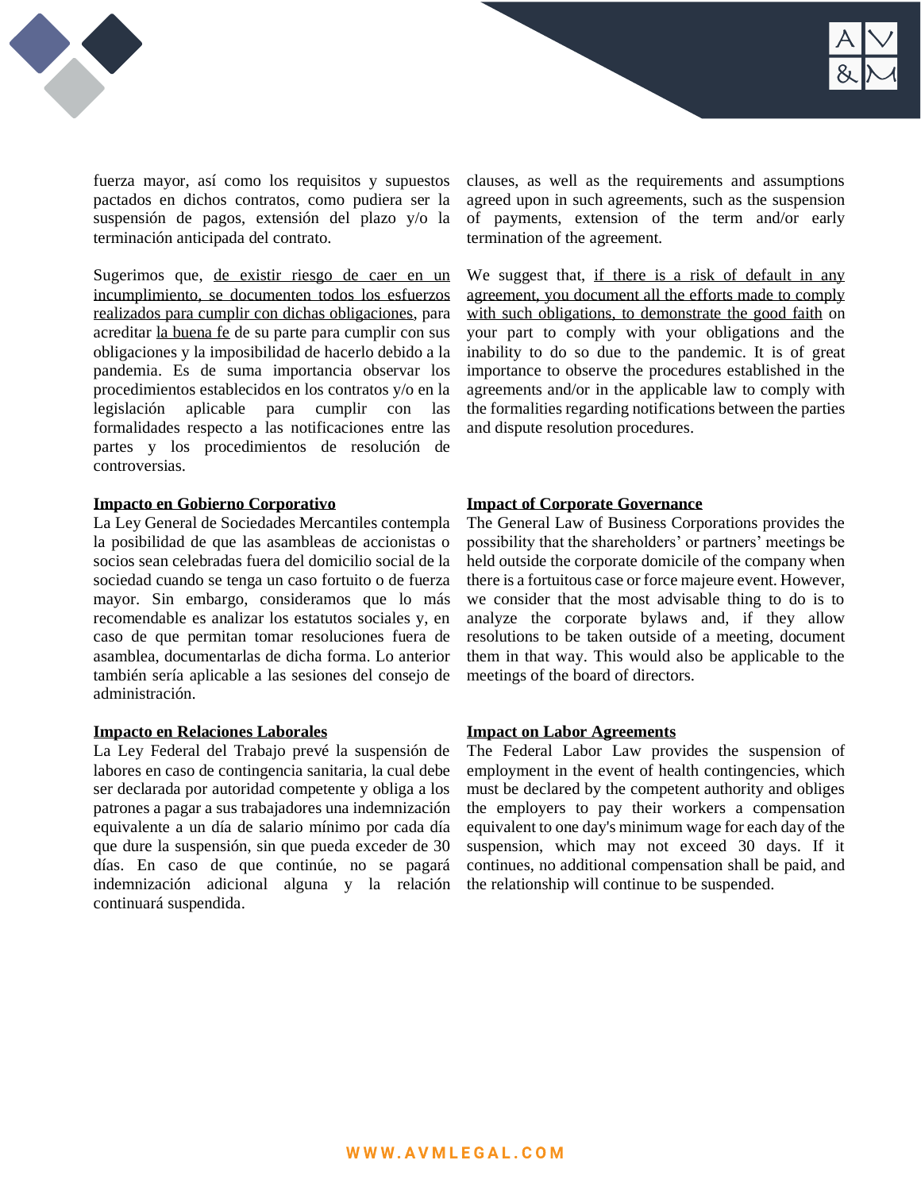fuerza mayor, así como los requisitos y supuestos pactados en dichos contratos, como pudiera ser la suspensión de pagos, extensión del plazo y/o la terminación anticipada del contrato.

Sugerimos que, <u>de existir riesgo de caer en un incumplimiento, se documenten todos los esfuerzos realizados para cumplir con dichas obligaciones</u>, para acreditar <u>la buena fe</u> de su parte para cumplir con sus obligaciones y la imposibilidad de hacerlo debido a la pandemia. Es de suma importancia observar los procedimientos establecidos en los contratos y/o en la legislación aplicable para cumplir con las formalidades respecto a las notificaciones entre las partes y los procedimientos de resolución de controversias.

**<u>Impacto en Gobierno Corporativo</u>**

La Ley General de Sociedades Mercantiles contempla la posibilidad de que las asambleas de accionistas o socios sean celebradas fuera del domicilio social de la sociedad cuando se tenga un caso fortuito o de fuerza mayor. Sin embargo, consideramos que lo más recomendable es analizar los estatutos sociales y, en caso de que permitan tomar resoluciones fuera de asamblea, documentarlas de dicha forma. Lo anterior también sería aplicable a las sesiones del consejo de administración.

**<u>Impacto en Relaciones Laborales</u>**

La Ley Federal del Trabajo prevé la suspensión de labores en caso de contingencia sanitaria, la cual debe ser declarada por autoridad competente y obliga a los patrones a pagar a sus trabajadores una indemnización equivalente a un día de salario mínimo por cada día que dure la suspensión, sin que pueda exceder de 30 días. En caso de que continúe, no se pagará indemnización adicional alguna y la relación continuará suspendida.

clauses, as well as the requirements and assumptions agreed upon in such agreements, such as the suspension of payments, extension of the term and/or early termination of the agreement.

We suggest that, <u>if there is a risk of default in any agreement, you document all the efforts made to comply with such obligations, to demonstrate the good faith</u> on your part to comply with your obligations and the inability to do so due to the pandemic. It is of great importance to observe the procedures established in the agreements and/or in the applicable law to comply with the formalities regarding notifications between the parties and dispute resolution procedures.

**<u>Impact of Corporate Governance</u>**

The General Law of Business Corporations provides the possibility that the shareholders' or partners' meetings be held outside the corporate domicile of the company when there is a fortuitous case or force majeure event. However, we consider that the most advisable thing to do is to analyze the corporate bylaws and, if they allow resolutions to be taken outside of a meeting, document them in that way. This would also be applicable to the meetings of the board of directors.

**<u>Impact on Labor Agreements</u>**

The Federal Labor Law provides the suspension of employment in the event of health contingencies, which must be declared by the competent authority and obliges the employers to pay their workers a compensation equivalent to one day's minimum wage for each day of the suspension, which may not exceed 30 days. If it continues, no additional compensation shall be paid, and the relationship will continue to be suspended.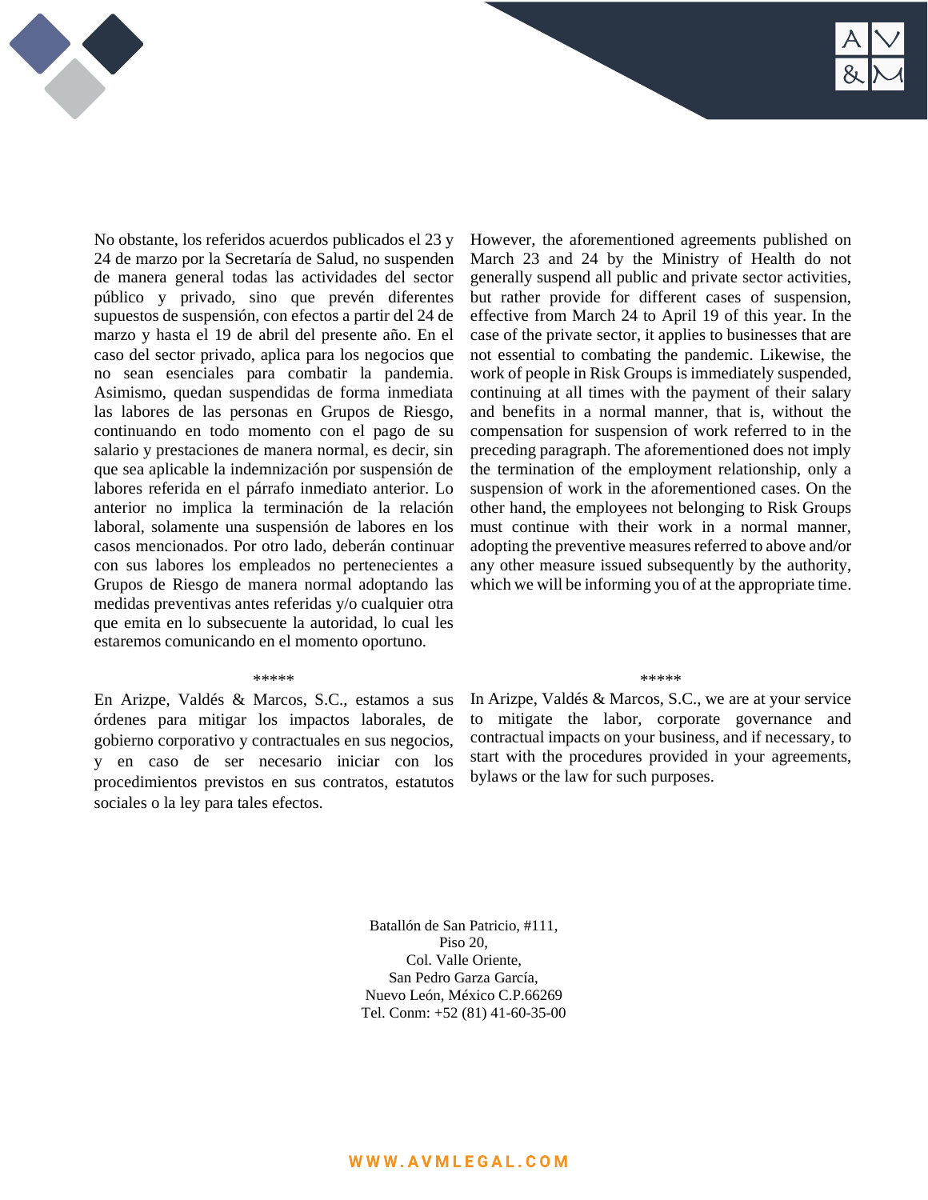No obstante, los referidos acuerdos publicados el 23 y 24 de marzo por la Secretaría de Salud, no suspenden de manera general todas las actividades del sector público y privado, sino que prevén diferentes supuestos de suspensión, con efectos a partir del 24 de marzo y hasta el 19 de abril del presente año. En el caso del sector privado, aplica para los negocios que no sean esenciales para combatir la pandemia. Asimismo, quedan suspendidas de forma inmediata las labores de las personas en Grupos de Riesgo, continuando en todo momento con el pago de su salario y prestaciones de manera normal, es decir, sin que sea aplicable la indemnización por suspensión de labores referida en el párrafo inmediato anterior. Lo anterior no implica la terminación de la relación laboral, solamente una suspensión de labores en los casos mencionados. Por otro lado, deberán continuar con sus labores los empleados no pertenecientes a Grupos de Riesgo de manera normal adoptando las medidas preventivas antes referidas y/o cualquier otra que emita en lo subsecuente la autoridad, lo cual les estaremos comunicando en el momento oportuno.

*****

En Arizpe, Valdés & Marcos, S.C., estamos a sus órdenes para mitigar los impactos laborales, de gobierno corporativo y contractuales en sus negocios, y en caso de ser necesario iniciar con los procedimientos previstos en sus contratos, estatutos sociales o la ley para tales efectos.

However, the aforementioned agreements published on March 23 and 24 by the Ministry of Health do not generally suspend all public and private sector activities, but rather provide for different cases of suspension, effective from March 24 to April 19 of this year. In the case of the private sector, it applies to businesses that are not essential to combating the pandemic. Likewise, the work of people in Risk Groups is immediately suspended, continuing at all times with the payment of their salary and benefits in a normal manner, that is, without the compensation for suspension of work referred to in the preceding paragraph. The aforementioned does not imply the termination of the employment relationship, only a suspension of work in the aforementioned cases. On the other hand, the employees not belonging to Risk Groups must continue with their work in a normal manner, adopting the preventive measures referred to above and/or any other measure issued subsequently by the authority, which we will be informing you of at the appropriate time.

*****

In Arizpe, Valdés & Marcos, S.C., we are at your service to mitigate the labor, corporate governance and contractual impacts on your business, and if necessary, to start with the procedures provided in your agreements, bylaws or the law for such purposes.

Batallón de San Patricio, #111,
Piso 20,
Col. Valle Oriente,
San Pedro Garza García,
Nuevo León, México C.P.66269
Tel. Conm: +52 (81) 41-60-35-00

WWW.AVMLEGAL.COM